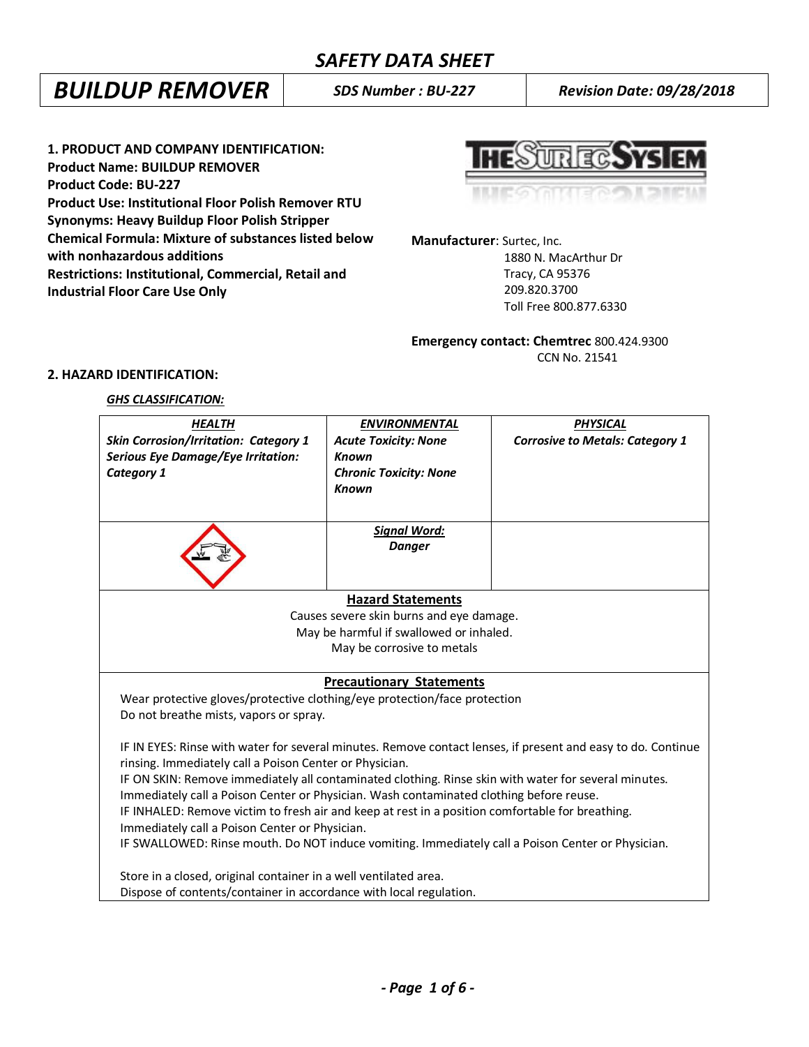# SAFETY DATA SHEET

| BUILDUP REMOVER | SDS Number : BU-227 | Revision Date: 09/28/2018 |
|---|---|---|

**1. PRODUCT AND COMPANY IDENTIFICATION:**
**Product Name: BUILDUP REMOVER**
**Product Code: BU-227**
**Product Use: Institutional Floor Polish Remover RTU**
**Synonyms: Heavy Buildup Floor Polish Stripper**
**Chemical Formula: Mixture of substances listed below with nonhazardous additions**
**Restrictions: Institutional, Commercial, Retail and Industrial Floor Care Use Only**

**Manufacturer**: Surtec, Inc.
1880 N. MacArthur Dr
Tracy, CA 95376
209.820.3700
Toll Free 800.877.6330

**Emergency contact: Chemtrec** 800.424.9300
CCN No. 21541

**2. HAZARD IDENTIFICATION:**

***GHS CLASSIFICATION:***

| ***HEALTH*** | ***ENVIRONMENTAL*** | ***PHYSICAL*** |
|---|---|---|
| ***Skin Corrosion/Irritation: Category 1*** ***Serious Eye Damage/Eye Irritation: Category 1*** | ***Acute Toxicity: None Known*** ***Chronic Toxicity: None Known*** | ***Corrosive to Metals: Category 1*** |
| | ***Signal Word:*** ***Danger*** | |

**Hazard Statements**

Causes severe skin burns and eye damage.
May be harmful if swallowed or inhaled.
May be corrosive to metals

**Precautionary Statements**

Wear protective gloves/protective clothing/eye protection/face protection
Do not breathe mists, vapors or spray.

IF IN EYES: Rinse with water for several minutes. Remove contact lenses, if present and easy to do. Continue rinsing. Immediately call a Poison Center or Physician.
IF ON SKIN: Remove immediately all contaminated clothing. Rinse skin with water for several minutes. Immediately call a Poison Center or Physician. Wash contaminated clothing before reuse.
IF INHALED: Remove victim to fresh air and keep at rest in a position comfortable for breathing. Immediately call a Poison Center or Physician.
IF SWALLOWED: Rinse mouth. Do NOT induce vomiting. Immediately call a Poison Center or Physician.

Store in a closed, original container in a well ventilated area.
Dispose of contents/container in accordance with local regulation.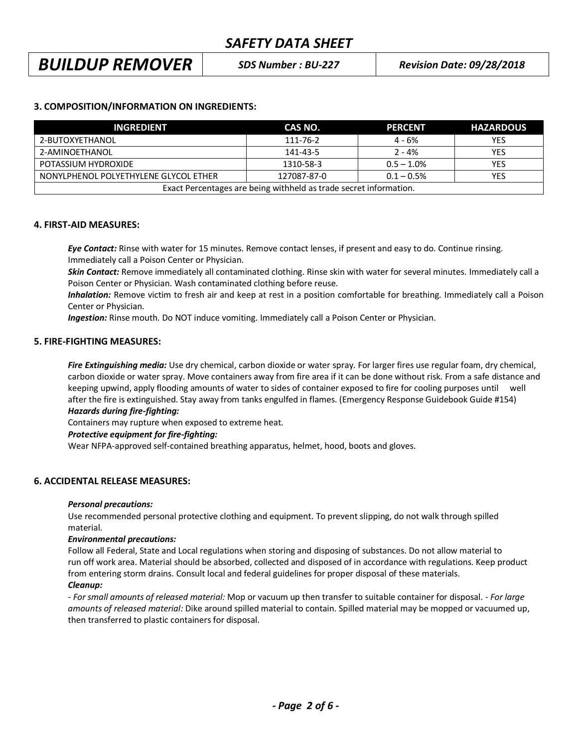### 3. COMPOSITION/INFORMATION ON INGREDIENTS:

| INGREDIENT | CAS NO. | PERCENT | HAZARDOUS |
|---|---|---|---|
| 2-BUTOXYETHANOL | 111-76-2 | 4 - 6% | YES |
| 2-AMINOETHANOL | 141-43-5 | 2 - 4% | YES |
| POTASSIUM HYDROXIDE | 1310-58-3 | 0.5 – 1.0% | YES |
| NONYLPHENOL POLYETHYLENE GLYCOL ETHER | 127087-87-0 | 0.1 – 0.5% | YES |
| Exact Percentages are being withheld as trade secret information. | | | |

### 4. FIRST-AID MEASURES:

***Eye Contact:*** Rinse with water for 15 minutes. Remove contact lenses, if present and easy to do. Continue rinsing. Immediately call a Poison Center or Physician.

***Skin Contact:*** Remove immediately all contaminated clothing. Rinse skin with water for several minutes. Immediately call a Poison Center or Physician. Wash contaminated clothing before reuse.

***Inhalation:*** Remove victim to fresh air and keep at rest in a position comfortable for breathing. Immediately call a Poison Center or Physician.

***Ingestion:*** Rinse mouth. Do NOT induce vomiting. Immediately call a Poison Center or Physician.

### 5. FIRE-FIGHTING MEASURES:

***Fire Extinguishing media:*** Use dry chemical, carbon dioxide or water spray. For larger fires use regular foam, dry chemical, carbon dioxide or water spray. Move containers away from fire area if it can be done without risk. From a safe distance and keeping upwind, apply flooding amounts of water to sides of container exposed to fire for cooling purposes until well after the fire is extinguished. Stay away from tanks engulfed in flames. (Emergency Response Guidebook Guide #154)

***Hazards during fire-fighting:***

Containers may rupture when exposed to extreme heat.

***Protective equipment for fire-fighting:***

Wear NFPA-approved self-contained breathing apparatus, helmet, hood, boots and gloves.

### 6. ACCIDENTAL RELEASE MEASURES:

***Personal precautions:***

Use recommended personal protective clothing and equipment. To prevent slipping, do not walk through spilled material.

***Environmental precautions:***

Follow all Federal, State and Local regulations when storing and disposing of substances. Do not allow material to run off work area. Material should be absorbed, collected and disposed of in accordance with regulations. Keep product from entering storm drains. Consult local and federal guidelines for proper disposal of these materials.

***Cleanup:***

- *For small amounts of released material:* Mop or vacuum up then transfer to suitable container for disposal. - *For large amounts of released material:* Dike around spilled material to contain. Spilled material may be mopped or vacuumed up, then transferred to plastic containers for disposal.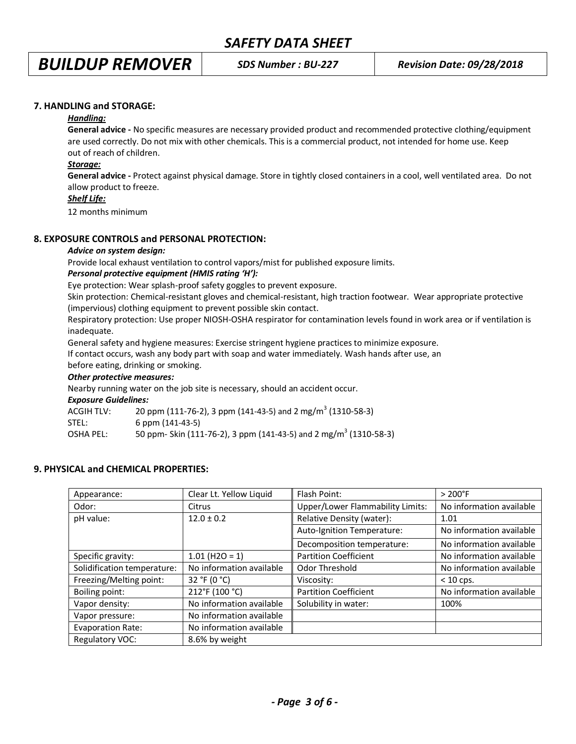## 7. HANDLING and STORAGE:

***Handling:***

**General advice -** No specific measures are necessary provided product and recommended protective clothing/equipment are used correctly. Do not mix with other chemicals. This is a commercial product, not intended for home use. Keep out of reach of children.

***Storage:***

**General advice -** Protect against physical damage. Store in tightly closed containers in a cool, well ventilated area. Do not allow product to freeze.

***Shelf Life:***

12 months minimum

## 8. EXPOSURE CONTROLS and PERSONAL PROTECTION:

***Advice on system design:***

Provide local exhaust ventilation to control vapors/mist for published exposure limits.

***Personal protective equipment (HMIS rating 'H'):***

Eye protection: Wear splash-proof safety goggles to prevent exposure.

Skin protection: Chemical-resistant gloves and chemical-resistant, high traction footwear. Wear appropriate protective (impervious) clothing equipment to prevent possible skin contact.

Respiratory protection: Use proper NIOSH-OSHA respirator for contamination levels found in work area or if ventilation is inadequate.

General safety and hygiene measures: Exercise stringent hygiene practices to minimize exposure.

If contact occurs, wash any body part with soap and water immediately. Wash hands after use, an before eating, drinking or smoking.

***Other protective measures:***

Nearby running water on the job site is necessary, should an accident occur.

***Exposure Guidelines:***

ACGIH TLV: 20 ppm (111-76-2), 3 ppm (141-43-5) and 2 mg/$m^3$ (1310-58-3)

STEL: 6 ppm (141-43-5)

OSHA PEL: 50 ppm- Skin (111-76-2), 3 ppm (141-43-5) and 2 mg/$m^3$ (1310-58-3)

## 9. PHYSICAL and CHEMICAL PROPERTIES:

| Property | Value | Property | Value |
|---|---|---|---|
| Appearance: | Clear Lt. Yellow Liquid | Flash Point: | > 200°F |
| Odor: | Citrus | Upper/Lower Flammability Limits: | No information available |
| pH value: | 12.0 ± 0.2 | Relative Density (water): | 1.01 |
| | | Auto-Ignition Temperature: | No information available |
| | | Decomposition temperature: | No information available |
| Specific gravity: | 1.01 ($H_2O$ = 1) | Partition Coefficient | No information available |
| Solidification temperature: | No information available | Odor Threshold | No information available |
| Freezing/Melting point: | 32 °F (0 °C) | Viscosity: | < 10 cps. |
| Boiling point: | 212°F (100 °C) | Partition Coefficient | No information available |
| Vapor density: | No information available | Solubility in water: | 100% |
| Vapor pressure: | No information available | | |
| Evaporation Rate: | No information available | | |
| Regulatory VOC: | 8.6% by weight | | |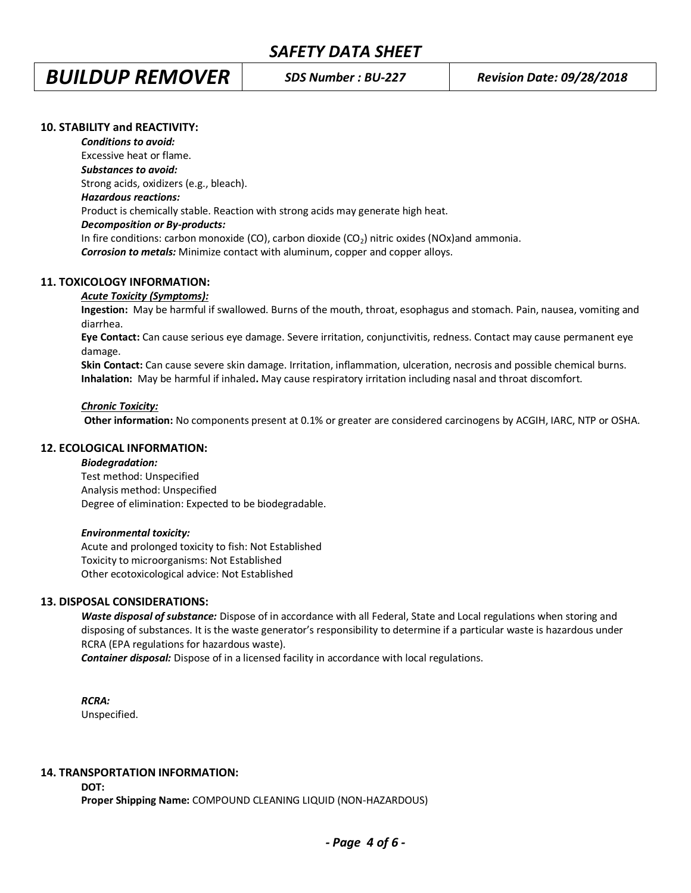## 10. STABILITY and REACTIVITY:

***Conditions to avoid:***
Excessive heat or flame.

***Substances to avoid:***
Strong acids, oxidizers (e.g., bleach).

***Hazardous reactions:***
Product is chemically stable. Reaction with strong acids may generate high heat.

***Decomposition or By-products:***
In fire conditions: carbon monoxide (CO), carbon dioxide ($CO_2$) nitric oxides (NOx)and ammonia.

***Corrosion to metals:*** Minimize contact with aluminum, copper and copper alloys.

## 11. TOXICOLOGY INFORMATION:

***Acute Toxicity (Symptoms):***

**Ingestion:** May be harmful if swallowed. Burns of the mouth, throat, esophagus and stomach. Pain, nausea, vomiting and diarrhea.

**Eye Contact:** Can cause serious eye damage. Severe irritation, conjunctivitis, redness. Contact may cause permanent eye damage.

**Skin Contact:** Can cause severe skin damage. Irritation, inflammation, ulceration, necrosis and possible chemical burns.

**Inhalation:** May be harmful if inhaled**.** May cause respiratory irritation including nasal and throat discomfort.

***Chronic Toxicity:***

**Other information:** No components present at 0.1% or greater are considered carcinogens by ACGIH, IARC, NTP or OSHA.

## 12. ECOLOGICAL INFORMATION:

***Biodegradation:***
Test method: Unspecified
Analysis method: Unspecified
Degree of elimination: Expected to be biodegradable.

***Environmental toxicity:***
Acute and prolonged toxicity to fish: Not Established
Toxicity to microorganisms: Not Established
Other ecotoxicological advice: Not Established

## 13. DISPOSAL CONSIDERATIONS:

***Waste disposal of substance:*** Dispose of in accordance with all Federal, State and Local regulations when storing and disposing of substances. It is the waste generator's responsibility to determine if a particular waste is hazardous under RCRA (EPA regulations for hazardous waste).

***Container disposal:*** Dispose of in a licensed facility in accordance with local regulations.

***RCRA:***
Unspecified.

## 14. TRANSPORTATION INFORMATION:

**DOT:**

**Proper Shipping Name:** COMPOUND CLEANING LIQUID (NON-HAZARDOUS)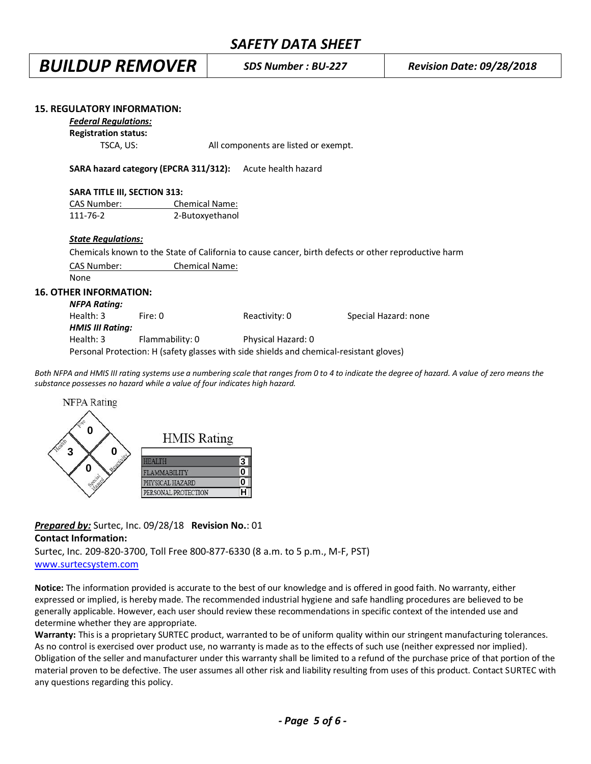## 15. REGULATORY INFORMATION:

***Federal Regulations:***

**Registration status:**

TSCA, US: All components are listed or exempt.

**SARA hazard category (EPCRA 311/312):** Acute health hazard

**SARA TITLE III, SECTION 313:**

| CAS Number: | Chemical Name: |
|---|---|
| 111-76-2 | 2-Butoxyethanol |

***State Regulations:***

Chemicals known to the State of California to cause cancer, birth defects or other reproductive harm

| CAS Number: | Chemical Name: |
|---|---|
| None | |

## 16. OTHER INFORMATION:

***NFPA Rating:***

Health: 3 Fire: 0 Reactivity: 0 Special Hazard: none

***HMIS III Rating:***

Health: 3 Flammability: 0 Physical Hazard: 0

Personal Protection: H (safety glasses with side shields and chemical-resistant gloves)

*Both NFPA and HMIS III rating systems use a numbering scale that ranges from 0 to 4 to indicate the degree of hazard. A value of zero means the substance possesses no hazard while a value of four indicates high hazard.*

NFPA Rating

Fire 0
Health 3
Reactivity 0
Special Hazard 0

HMIS Rating

| | |
|---|---|
| HEALTH | 3 |
| FLAMMABILITY | 0 |
| PHYSICAL HAZARD | 0 |
| PERSONAL PROTECTION | H |

***Prepared by:*** Surtec, Inc. 09/28/18 **Revision No.**: 01

**Contact Information:**

Surtec, Inc. 209-820-3700, Toll Free 800-877-6330 (8 a.m. to 5 p.m., M-F, PST)

www.surtecsystem.com

**Notice:** The information provided is accurate to the best of our knowledge and is offered in good faith. No warranty, either expressed or implied, is hereby made. The recommended industrial hygiene and safe handling procedures are believed to be generally applicable. However, each user should review these recommendations in specific context of the intended use and determine whether they are appropriate.

**Warranty:** This is a proprietary SURTEC product, warranted to be of uniform quality within our stringent manufacturing tolerances. As no control is exercised over product use, no warranty is made as to the effects of such use (neither expressed nor implied). Obligation of the seller and manufacturer under this warranty shall be limited to a refund of the purchase price of that portion of the material proven to be defective. The user assumes all other risk and liability resulting from uses of this product. Contact SURTEC with any questions regarding this policy.